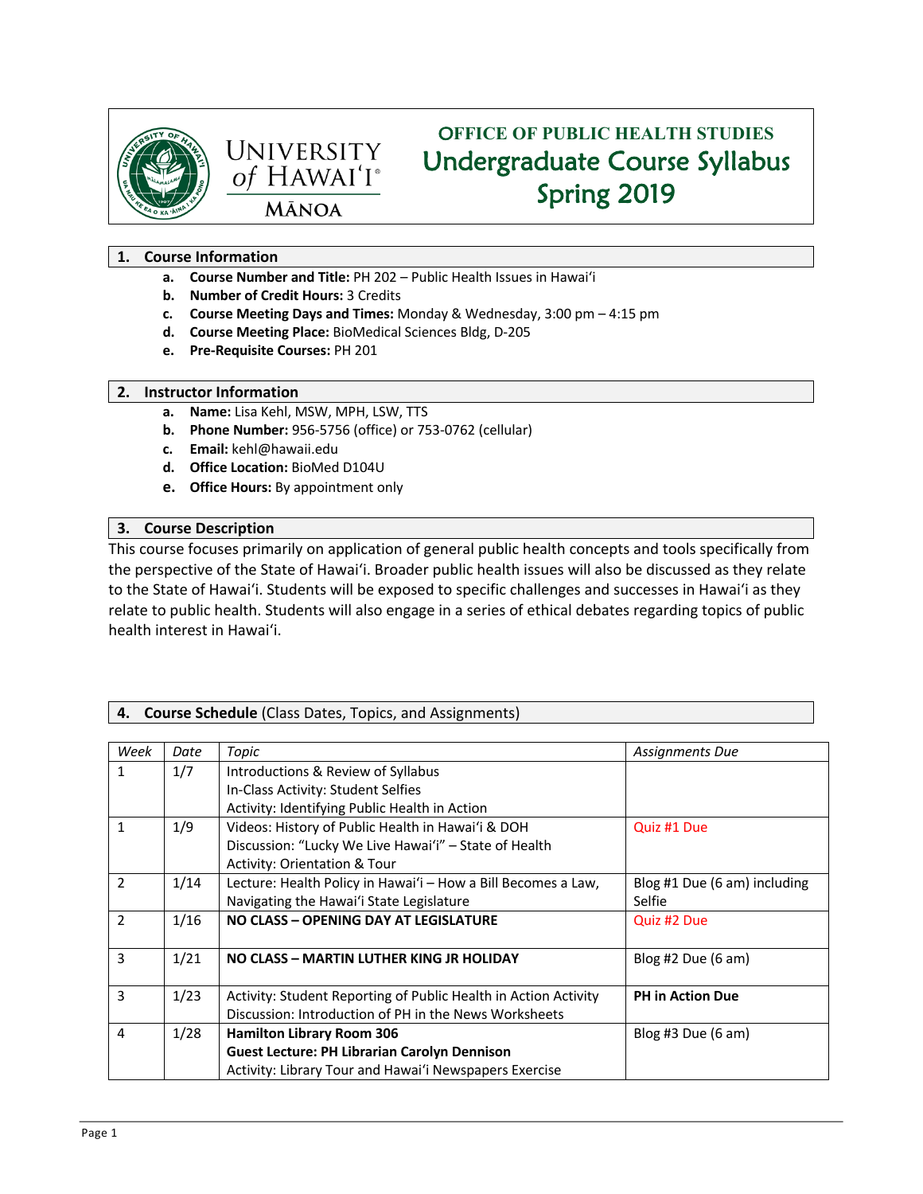UNIVERSITY of HAWAIʻI® MĀNOA

# OFFICE OF PUBLIC HEALTH STUDIES
# Undergraduate Course Syllabus
# Spring 2019

## 1. Course Information

- **a. Course Number and Title:** PH 202 – Public Health Issues in Hawaiʻi
- **b. Number of Credit Hours:** 3 Credits
- **c. Course Meeting Days and Times:** Monday & Wednesday, 3:00 pm – 4:15 pm
- **d. Course Meeting Place:** BioMedical Sciences Bldg, D-205
- **e. Pre-Requisite Courses:** PH 201

## 2. Instructor Information

- **a. Name:** Lisa Kehl, MSW, MPH, LSW, TTS
- **b. Phone Number:** 956-5756 (office) or 753-0762 (cellular)
- **c. Email:** kehl@hawaii.edu
- **d. Office Location:** BioMed D104U
- **e. Office Hours:** By appointment only

## 3. Course Description

This course focuses primarily on application of general public health concepts and tools specifically from the perspective of the State of Hawaiʻi. Broader public health issues will also be discussed as they relate to the State of Hawaiʻi. Students will be exposed to specific challenges and successes in Hawaiʻi as they relate to public health. Students will also engage in a series of ethical debates regarding topics of public health interest in Hawaiʻi.

## 4. Course Schedule (Class Dates, Topics, and Assignments)

| *Week* | *Date* | *Topic* | *Assignments Due* |
|---|---|---|---|
| 1 | 1/7 | Introductions & Review of Syllabus<br>In-Class Activity: Student Selfies<br>Activity: Identifying Public Health in Action | |
| 1 | 1/9 | Videos: History of Public Health in Hawaiʻi & DOH<br>Discussion: "Lucky We Live Hawaiʻi" – State of Health<br>Activity: Orientation & Tour | Quiz #1 Due |
| 2 | 1/14 | Lecture: Health Policy in Hawaiʻi – How a Bill Becomes a Law, Navigating the Hawaiʻi State Legislature | Blog #1 Due (6 am) including Selfie |
| 2 | 1/16 | **NO CLASS – OPENING DAY AT LEGISLATURE** | Quiz #2 Due |
| 3 | 1/21 | **NO CLASS – MARTIN LUTHER KING JR HOLIDAY** | Blog #2 Due (6 am) |
| 3 | 1/23 | Activity: Student Reporting of Public Health in Action Activity<br>Discussion: Introduction of PH in the News Worksheets | **PH in Action Due** |
| 4 | 1/28 | **Hamilton Library Room 306**<br>**Guest Lecture: PH Librarian Carolyn Dennison**<br>Activity: Library Tour and Hawaiʻi Newspapers Exercise | Blog #3 Due (6 am) |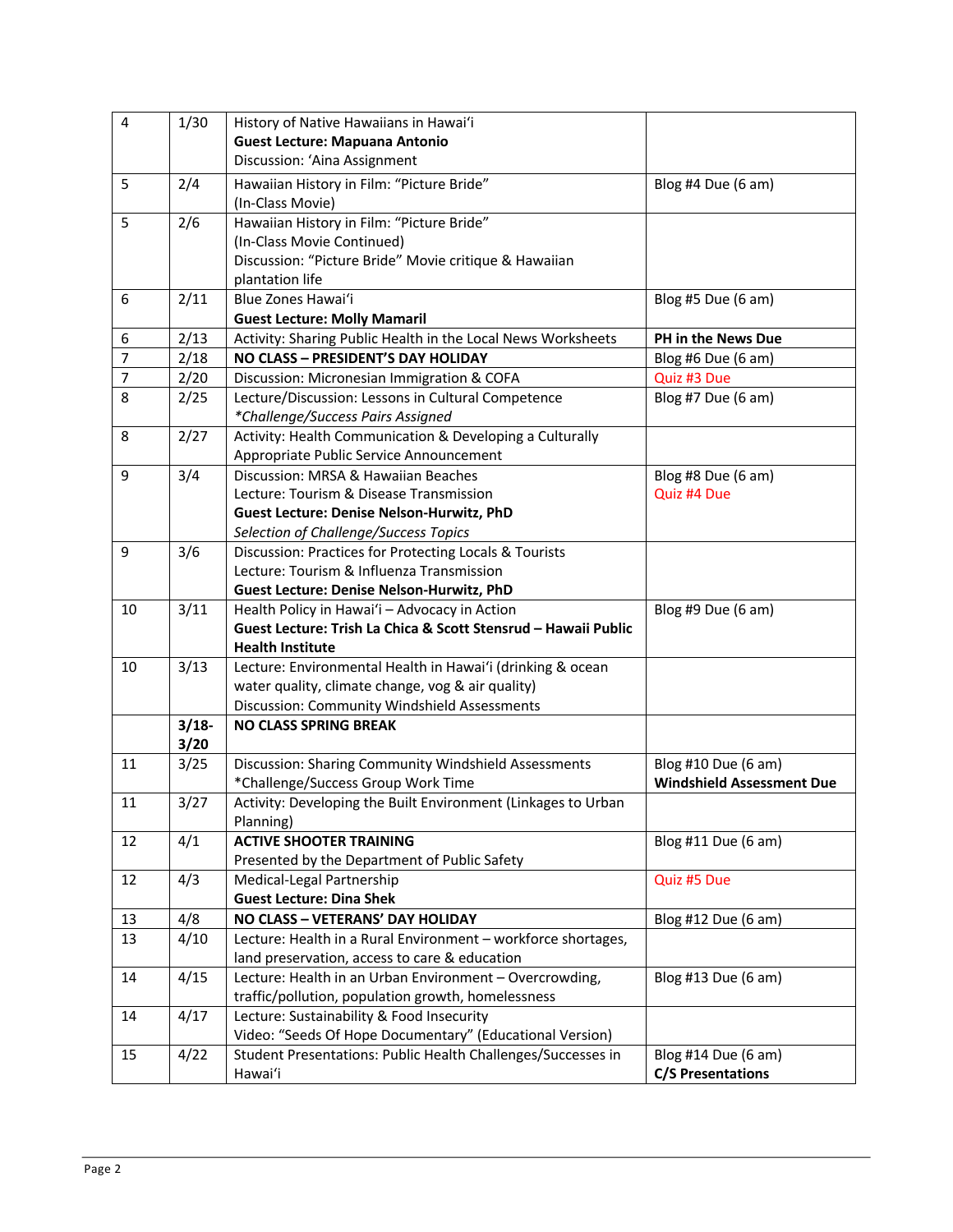| 4 | 1/30 | History of Native Hawaiians in Hawaiʻi<br>**Guest Lecture: Mapuana Antonio**<br>Discussion: ʻAina Assignment | |
|---|---|---|---|
| 5 | 2/4 | Hawaiian History in Film: "Picture Bride"<br>(In-Class Movie) | Blog #4 Due (6 am) |
| 5 | 2/6 | Hawaiian History in Film: "Picture Bride"<br>(In-Class Movie Continued)<br>Discussion: "Picture Bride" Movie critique & Hawaiian plantation life | |
| 6 | 2/11 | Blue Zones Hawaiʻi<br>**Guest Lecture: Molly Mamaril** | Blog #5 Due (6 am) |
| 6 | 2/13 | Activity: Sharing Public Health in the Local News Worksheets | **PH in the News Due** |
| 7 | 2/18 | **NO CLASS – PRESIDENT'S DAY HOLIDAY** | Blog #6 Due (6 am) |
| 7 | 2/20 | Discussion: Micronesian Immigration & COFA | Quiz #3 Due |
| 8 | 2/25 | Lecture/Discussion: Lessons in Cultural Competence<br>*\*Challenge/Success Pairs Assigned* | Blog #7 Due (6 am) |
| 8 | 2/27 | Activity: Health Communication & Developing a Culturally Appropriate Public Service Announcement | |
| 9 | 3/4 | Discussion: MRSA & Hawaiian Beaches<br>Lecture: Tourism & Disease Transmission<br>**Guest Lecture: Denise Nelson-Hurwitz, PhD**<br>*Selection of Challenge/Success Topics* | Blog #8 Due (6 am)<br>Quiz #4 Due |
| 9 | 3/6 | Discussion: Practices for Protecting Locals & Tourists<br>Lecture: Tourism & Influenza Transmission<br>**Guest Lecture: Denise Nelson-Hurwitz, PhD** | |
| 10 | 3/11 | Health Policy in Hawaiʻi – Advocacy in Action<br>**Guest Lecture: Trish La Chica & Scott Stensrud – Hawaii Public Health Institute** | Blog #9 Due (6 am) |
| 10 | 3/13 | Lecture: Environmental Health in Hawaiʻi (drinking & ocean water quality, climate change, vog & air quality)<br>Discussion: Community Windshield Assessments | |
| | **3/18-3/20** | **NO CLASS SPRING BREAK** | |
| 11 | 3/25 | Discussion: Sharing Community Windshield Assessments<br>*Challenge/Success Group Work Time | Blog #10 Due (6 am)<br>**Windshield Assessment Due** |
| 11 | 3/27 | Activity: Developing the Built Environment (Linkages to Urban Planning) | |
| 12 | 4/1 | **ACTIVE SHOOTER TRAINING**<br>Presented by the Department of Public Safety | Blog #11 Due (6 am) |
| 12 | 4/3 | Medical-Legal Partnership<br>**Guest Lecture: Dina Shek** | Quiz #5 Due |
| 13 | 4/8 | **NO CLASS – VETERANS' DAY HOLIDAY** | Blog #12 Due (6 am) |
| 13 | 4/10 | Lecture: Health in a Rural Environment – workforce shortages, land preservation, access to care & education | |
| 14 | 4/15 | Lecture: Health in an Urban Environment – Overcrowding, traffic/pollution, population growth, homelessness | Blog #13 Due (6 am) |
| 14 | 4/17 | Lecture: Sustainability & Food Insecurity<br>Video: "Seeds Of Hope Documentary" (Educational Version) | |
| 15 | 4/22 | Student Presentations: Public Health Challenges/Successes in Hawaiʻi | Blog #14 Due (6 am)<br>**C/S Presentations** |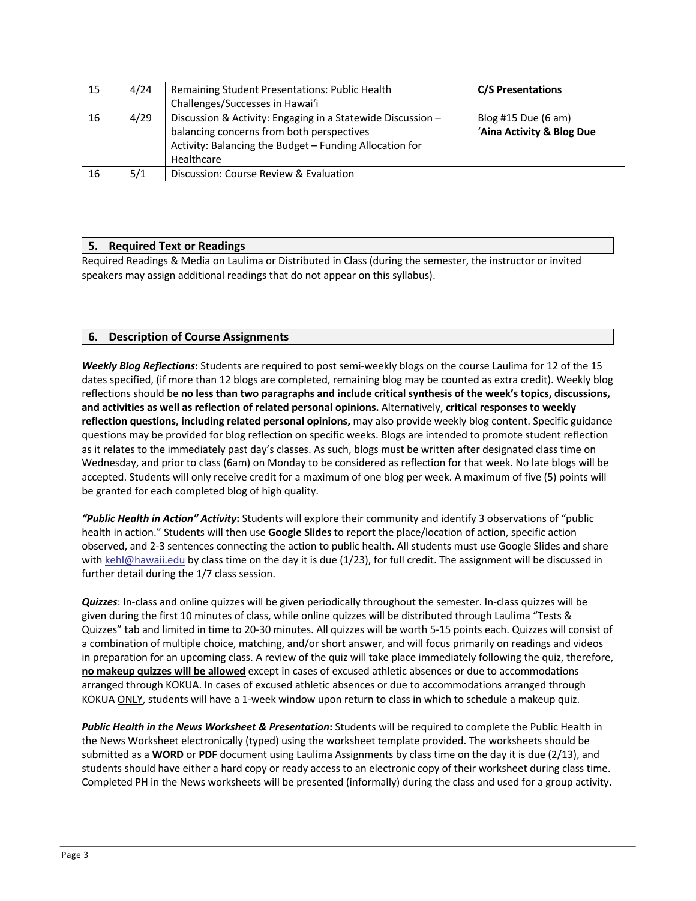| 15 | 4/24 | Remaining Student Presentations: Public Health Challenges/Successes in Hawaiʻi | **C/S Presentations** |
|---|---|---|---|
| 16 | 4/29 | Discussion & Activity: Engaging in a Statewide Discussion – balancing concerns from both perspectives<br>Activity: Balancing the Budget – Funding Allocation for Healthcare | Blog #15 Due (6 am)<br>**ʻAina Activity & Blog Due** |
| 16 | 5/1 | Discussion: Course Review & Evaluation | |

## 5. Required Text or Readings

Required Readings & Media on Laulima or Distributed in Class (during the semester, the instructor or invited speakers may assign additional readings that do not appear on this syllabus).

## 6. Description of Course Assignments

***Weekly Blog Reflections*:** Students are required to post semi-weekly blogs on the course Laulima for 12 of the 15 dates specified, (if more than 12 blogs are completed, remaining blog may be counted as extra credit). Weekly blog reflections should be **no less than two paragraphs and include critical synthesis of the week's topics, discussions, and activities as well as reflection of related personal opinions.** Alternatively, **critical responses to weekly reflection questions, including related personal opinions,** may also provide weekly blog content. Specific guidance questions may be provided for blog reflection on specific weeks. Blogs are intended to promote student reflection as it relates to the immediately past day's classes. As such, blogs must be written after designated class time on Wednesday, and prior to class (6am) on Monday to be considered as reflection for that week. No late blogs will be accepted. Students will only receive credit for a maximum of one blog per week. A maximum of five (5) points will be granted for each completed blog of high quality.

***"Public Health in Action" Activity*:** Students will explore their community and identify 3 observations of "public health in action." Students will then use **Google Slides** to report the place/location of action, specific action observed, and 2-3 sentences connecting the action to public health. All students must use Google Slides and share with kehl@hawaii.edu by class time on the day it is due (1/23), for full credit. The assignment will be discussed in further detail during the 1/7 class session.

***Quizzes***: In-class and online quizzes will be given periodically throughout the semester. In-class quizzes will be given during the first 10 minutes of class, while online quizzes will be distributed through Laulima "Tests & Quizzes" tab and limited in time to 20-30 minutes. All quizzes will be worth 5-15 points each. Quizzes will consist of a combination of multiple choice, matching, and/or short answer, and will focus primarily on readings and videos in preparation for an upcoming class. A review of the quiz will take place immediately following the quiz, therefore, **no makeup quizzes will be allowed** except in cases of excused athletic absences or due to accommodations arranged through KOKUA. In cases of excused athletic absences or due to accommodations arranged through KOKUA ONLY, students will have a 1-week window upon return to class in which to schedule a makeup quiz.

***Public Health in the News Worksheet & Presentation*:** Students will be required to complete the Public Health in the News Worksheet electronically (typed) using the worksheet template provided. The worksheets should be submitted as a **WORD** or **PDF** document using Laulima Assignments by class time on the day it is due (2/13), and students should have either a hard copy or ready access to an electronic copy of their worksheet during class time. Completed PH in the News worksheets will be presented (informally) during the class and used for a group activity.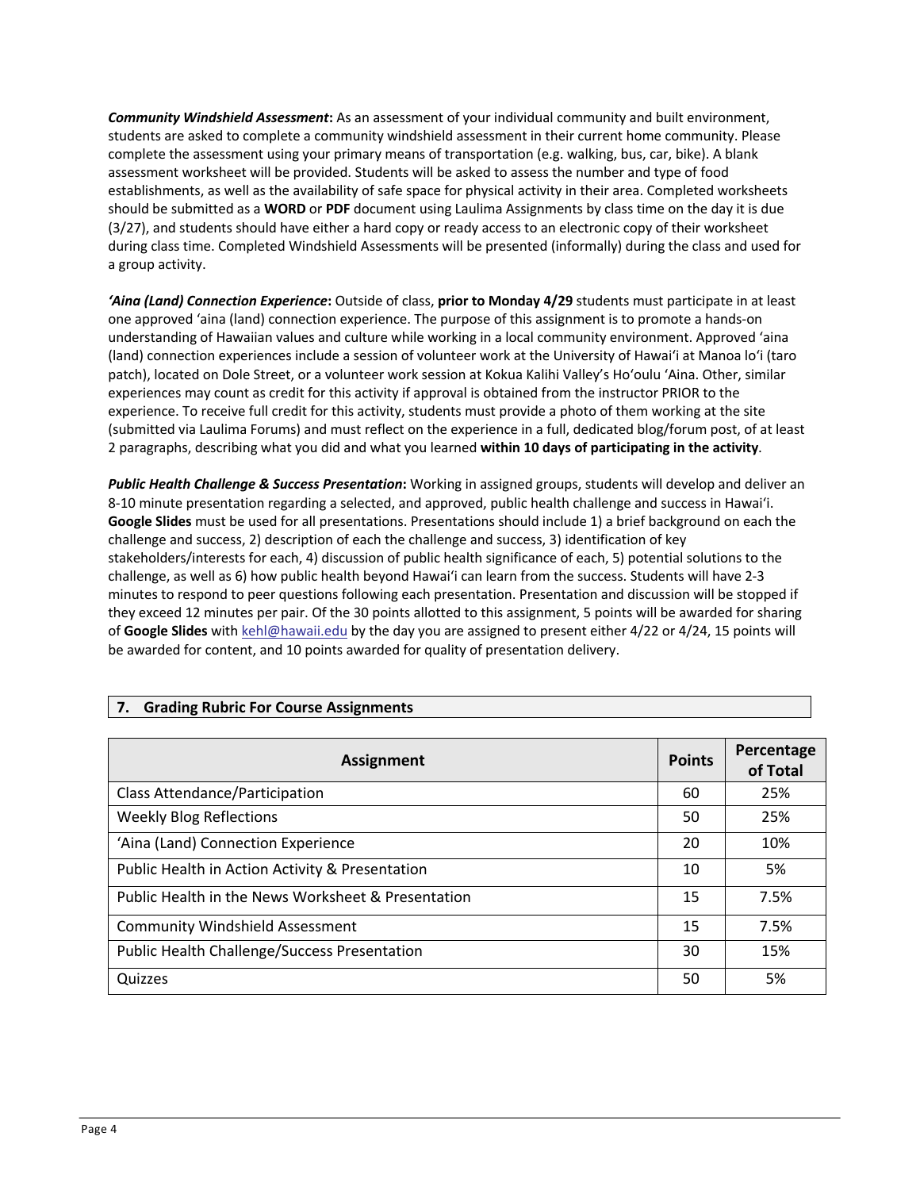***Community Windshield Assessment*:** As an assessment of your individual community and built environment, students are asked to complete a community windshield assessment in their current home community. Please complete the assessment using your primary means of transportation (e.g. walking, bus, car, bike). A blank assessment worksheet will be provided. Students will be asked to assess the number and type of food establishments, as well as the availability of safe space for physical activity in their area. Completed worksheets should be submitted as a **WORD** or **PDF** document using Laulima Assignments by class time on the day it is due (3/27), and students should have either a hard copy or ready access to an electronic copy of their worksheet during class time. Completed Windshield Assessments will be presented (informally) during the class and used for a group activity.

***ʻAina (Land) Connection Experience*:** Outside of class, **prior to Monday 4/29** students must participate in at least one approved ʻaina (land) connection experience. The purpose of this assignment is to promote a hands-on understanding of Hawaiian values and culture while working in a local community environment. Approved ʻaina (land) connection experiences include a session of volunteer work at the University of Hawaiʻi at Manoa loʻi (taro patch), located on Dole Street, or a volunteer work session at Kokua Kalihi Valley's Hoʻoulu ʻAina. Other, similar experiences may count as credit for this activity if approval is obtained from the instructor PRIOR to the experience. To receive full credit for this activity, students must provide a photo of them working at the site (submitted via Laulima Forums) and must reflect on the experience in a full, dedicated blog/forum post, of at least 2 paragraphs, describing what you did and what you learned **within 10 days of participating in the activity**.

***Public Health Challenge & Success Presentation*:** Working in assigned groups, students will develop and deliver an 8-10 minute presentation regarding a selected, and approved, public health challenge and success in Hawaiʻi. **Google Slides** must be used for all presentations. Presentations should include 1) a brief background on each the challenge and success, 2) description of each the challenge and success, 3) identification of key stakeholders/interests for each, 4) discussion of public health significance of each, 5) potential solutions to the challenge, as well as 6) how public health beyond Hawaiʻi can learn from the success. Students will have 2-3 minutes to respond to peer questions following each presentation. Presentation and discussion will be stopped if they exceed 12 minutes per pair. Of the 30 points allotted to this assignment, 5 points will be awarded for sharing of **Google Slides** with kehl@hawaii.edu by the day you are assigned to present either 4/22 or 4/24, 15 points will be awarded for content, and 10 points awarded for quality of presentation delivery.

## 7. Grading Rubric For Course Assignments

| Assignment | Points | Percentage of Total |
|---|---|---|
| Class Attendance/Participation | 60 | 25% |
| Weekly Blog Reflections | 50 | 25% |
| ʻAina (Land) Connection Experience | 20 | 10% |
| Public Health in Action Activity & Presentation | 10 | 5% |
| Public Health in the News Worksheet & Presentation | 15 | 7.5% |
| Community Windshield Assessment | 15 | 7.5% |
| Public Health Challenge/Success Presentation | 30 | 15% |
| Quizzes | 50 | 5% |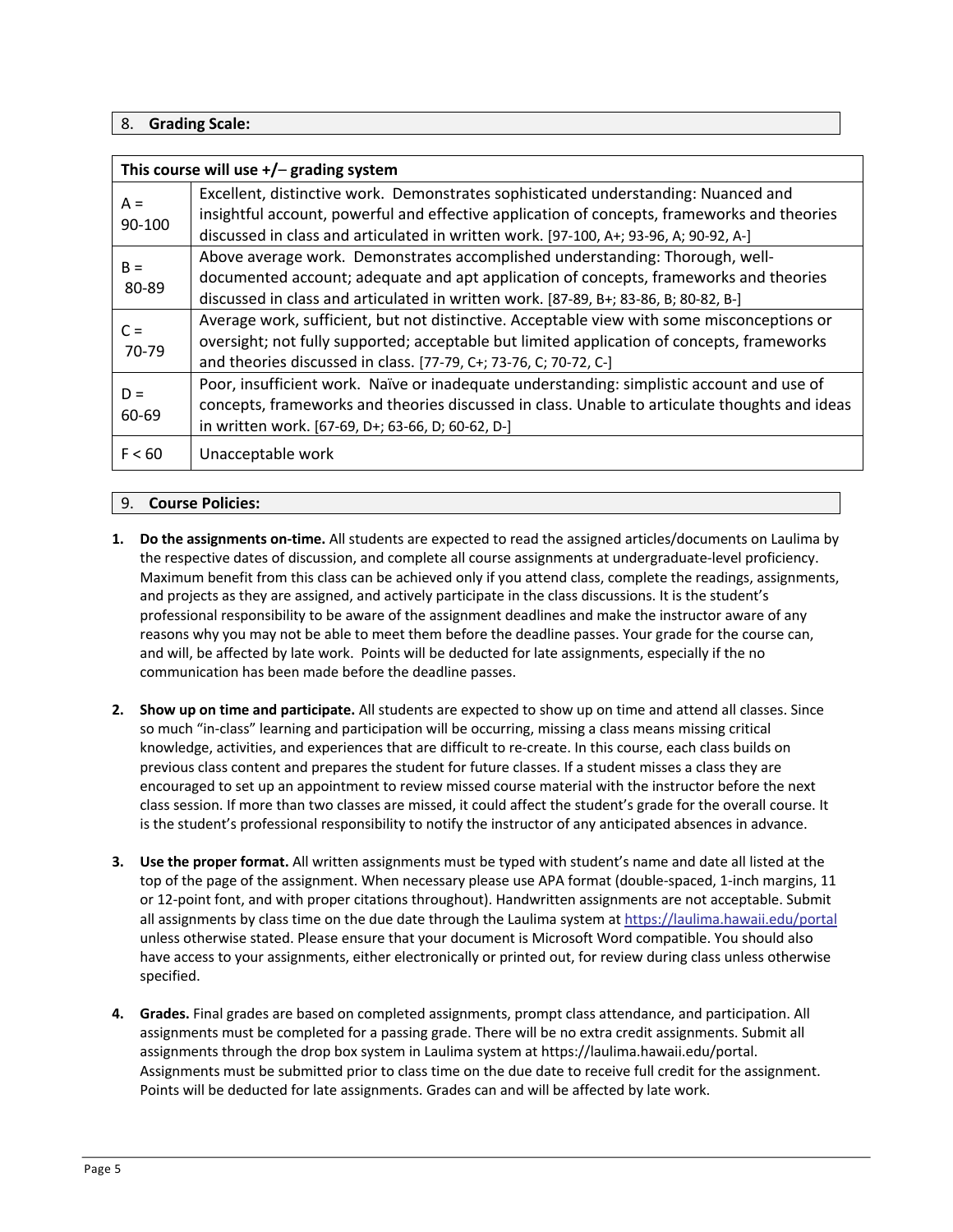## 8. Grading Scale:

| This course will use +/– grading system | |
|---|---|
| A = 90-100 | Excellent, distinctive work. Demonstrates sophisticated understanding: Nuanced and insightful account, powerful and effective application of concepts, frameworks and theories discussed in class and articulated in written work. [97-100, A+; 93-96, A; 90-92, A-] |
| B = 80-89 | Above average work. Demonstrates accomplished understanding: Thorough, well-documented account; adequate and apt application of concepts, frameworks and theories discussed in class and articulated in written work. [87-89, B+; 83-86, B; 80-82, B-] |
| C = 70-79 | Average work, sufficient, but not distinctive. Acceptable view with some misconceptions or oversight; not fully supported; acceptable but limited application of concepts, frameworks and theories discussed in class. [77-79, C+; 73-76, C; 70-72, C-] |
| D = 60-69 | Poor, insufficient work. Naïve or inadequate understanding: simplistic account and use of concepts, frameworks and theories discussed in class. Unable to articulate thoughts and ideas in written work. [67-69, D+; 63-66, D; 60-62, D-] |
| F < 60 | Unacceptable work |

## 9. Course Policies:

1. **Do the assignments on-time.** All students are expected to read the assigned articles/documents on Laulima by the respective dates of discussion, and complete all course assignments at undergraduate-level proficiency. Maximum benefit from this class can be achieved only if you attend class, complete the readings, assignments, and projects as they are assigned, and actively participate in the class discussions. It is the student's professional responsibility to be aware of the assignment deadlines and make the instructor aware of any reasons why you may not be able to meet them before the deadline passes. Your grade for the course can, and will, be affected by late work. Points will be deducted for late assignments, especially if the no communication has been made before the deadline passes.

2. **Show up on time and participate.** All students are expected to show up on time and attend all classes. Since so much "in-class" learning and participation will be occurring, missing a class means missing critical knowledge, activities, and experiences that are difficult to re-create. In this course, each class builds on previous class content and prepares the student for future classes. If a student misses a class they are encouraged to set up an appointment to review missed course material with the instructor before the next class session. If more than two classes are missed, it could affect the student's grade for the overall course. It is the student's professional responsibility to notify the instructor of any anticipated absences in advance.

3. **Use the proper format.** All written assignments must be typed with student's name and date all listed at the top of the page of the assignment. When necessary please use APA format (double-spaced, 1-inch margins, 11 or 12-point font, and with proper citations throughout). Handwritten assignments are not acceptable. Submit all assignments by class time on the due date through the Laulima system at https://laulima.hawaii.edu/portal unless otherwise stated. Please ensure that your document is Microsoft Word compatible. You should also have access to your assignments, either electronically or printed out, for review during class unless otherwise specified.

4. **Grades.** Final grades are based on completed assignments, prompt class attendance, and participation. All assignments must be completed for a passing grade. There will be no extra credit assignments. Submit all assignments through the drop box system in Laulima system at https://laulima.hawaii.edu/portal. Assignments must be submitted prior to class time on the due date to receive full credit for the assignment. Points will be deducted for late assignments. Grades can and will be affected by late work.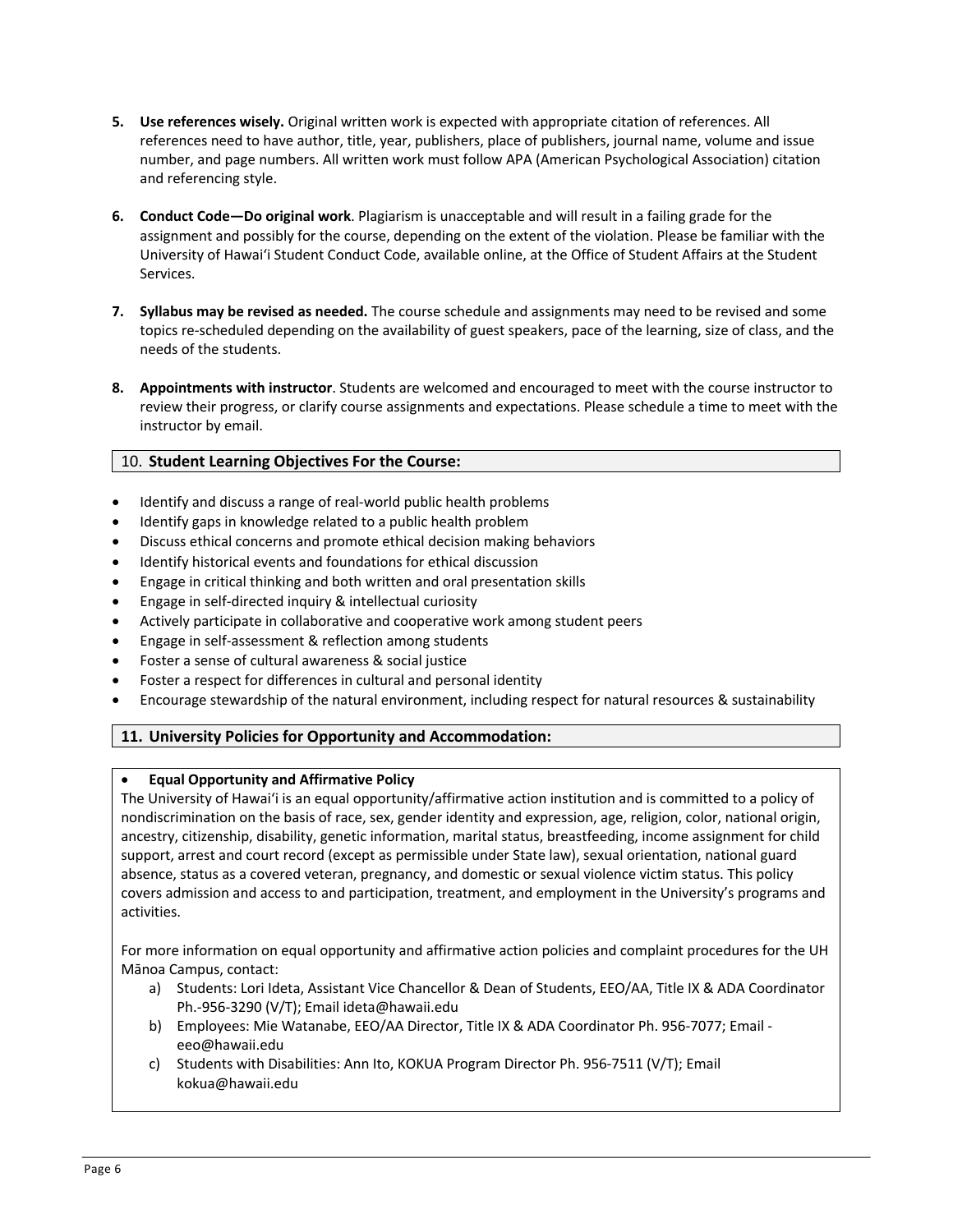5. **Use references wisely.** Original written work is expected with appropriate citation of references. All references need to have author, title, year, publishers, place of publishers, journal name, volume and issue number, and page numbers. All written work must follow APA (American Psychological Association) citation and referencing style.

6. **Conduct Code—Do original work**. Plagiarism is unacceptable and will result in a failing grade for the assignment and possibly for the course, depending on the extent of the violation. Please be familiar with the University of Hawaiʻi Student Conduct Code, available online, at the Office of Student Affairs at the Student Services.

7. **Syllabus may be revised as needed.** The course schedule and assignments may need to be revised and some topics re-scheduled depending on the availability of guest speakers, pace of the learning, size of class, and the needs of the students.

8. **Appointments with instructor**. Students are welcomed and encouraged to meet with the course instructor to review their progress, or clarify course assignments and expectations. Please schedule a time to meet with the instructor by email.

## 10. Student Learning Objectives For the Course:

- Identify and discuss a range of real-world public health problems
- Identify gaps in knowledge related to a public health problem
- Discuss ethical concerns and promote ethical decision making behaviors
- Identify historical events and foundations for ethical discussion
- Engage in critical thinking and both written and oral presentation skills
- Engage in self-directed inquiry & intellectual curiosity
- Actively participate in collaborative and cooperative work among student peers
- Engage in self-assessment & reflection among students
- Foster a sense of cultural awareness & social justice
- Foster a respect for differences in cultural and personal identity
- Encourage stewardship of the natural environment, including respect for natural resources & sustainability

## 11. University Policies for Opportunity and Accommodation:

- **Equal Opportunity and Affirmative Policy**

The University of Hawaiʻi is an equal opportunity/affirmative action institution and is committed to a policy of nondiscrimination on the basis of race, sex, gender identity and expression, age, religion, color, national origin, ancestry, citizenship, disability, genetic information, marital status, breastfeeding, income assignment for child support, arrest and court record (except as permissible under State law), sexual orientation, national guard absence, status as a covered veteran, pregnancy, and domestic or sexual violence victim status. This policy covers admission and access to and participation, treatment, and employment in the University's programs and activities.

For more information on equal opportunity and affirmative action policies and complaint procedures for the UH Mānoa Campus, contact:

a) Students: Lori Ideta, Assistant Vice Chancellor & Dean of Students, EEO/AA, Title IX & ADA Coordinator Ph.-956-3290 (V/T); Email ideta@hawaii.edu
b) Employees: Mie Watanabe, EEO/AA Director, Title IX & ADA Coordinator Ph. 956-7077; Email - eeo@hawaii.edu
c) Students with Disabilities: Ann Ito, KOKUA Program Director Ph. 956-7511 (V/T); Email kokua@hawaii.edu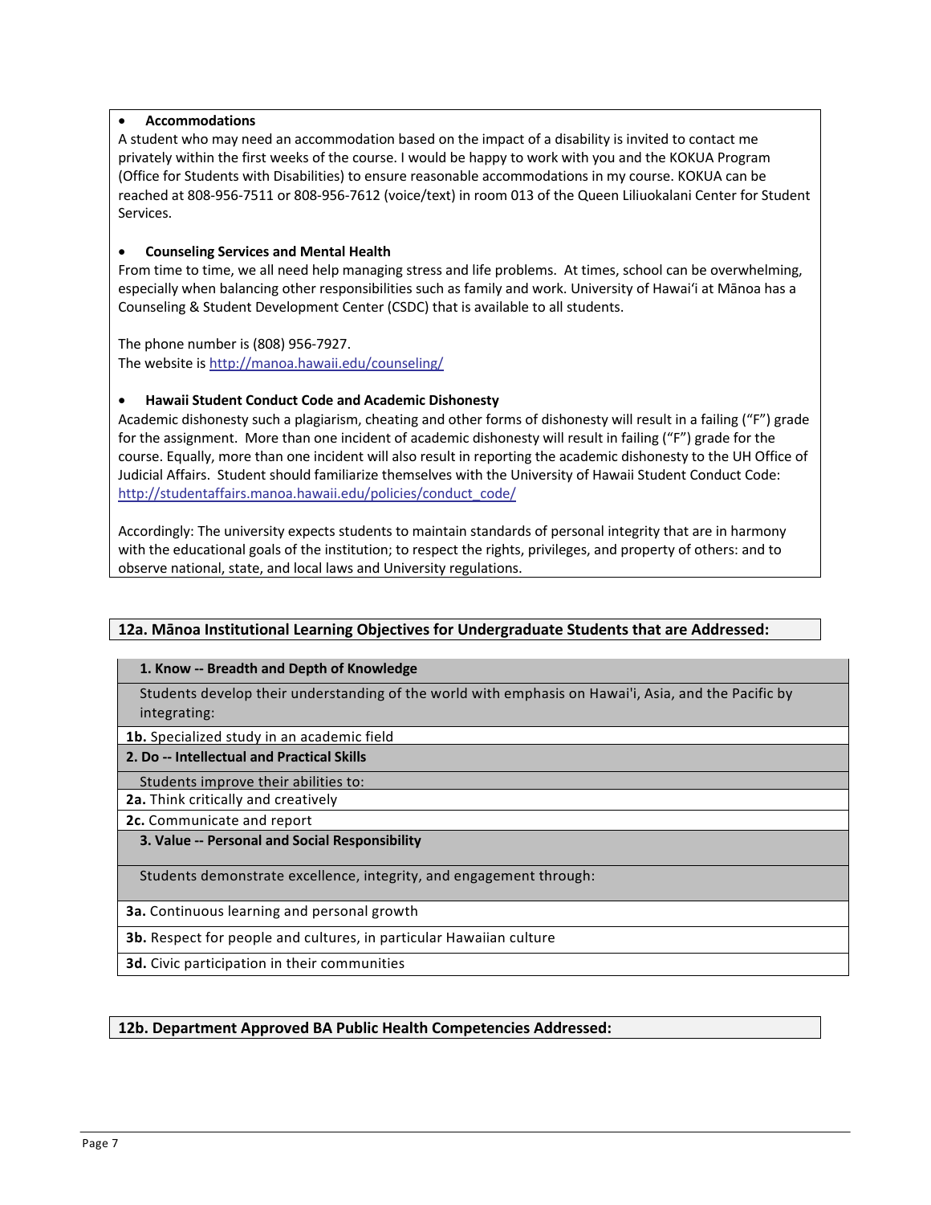- **Accommodations**

A student who may need an accommodation based on the impact of a disability is invited to contact me privately within the first weeks of the course. I would be happy to work with you and the KOKUA Program (Office for Students with Disabilities) to ensure reasonable accommodations in my course. KOKUA can be reached at 808-956-7511 or 808-956-7612 (voice/text) in room 013 of the Queen Liliuokalani Center for Student Services.

- **Counseling Services and Mental Health**

From time to time, we all need help managing stress and life problems. At times, school can be overwhelming, especially when balancing other responsibilities such as family and work. University of Hawaiʻi at Mānoa has a Counseling & Student Development Center (CSDC) that is available to all students.

The phone number is (808) 956-7927.
The website is http://manoa.hawaii.edu/counseling/

- **Hawaii Student Conduct Code and Academic Dishonesty**

Academic dishonesty such a plagiarism, cheating and other forms of dishonesty will result in a failing ("F") grade for the assignment. More than one incident of academic dishonesty will result in failing ("F") grade for the course. Equally, more than one incident will also result in reporting the academic dishonesty to the UH Office of Judicial Affairs. Student should familiarize themselves with the University of Hawaii Student Conduct Code: http://studentaffairs.manoa.hawaii.edu/policies/conduct_code/

Accordingly: The university expects students to maintain standards of personal integrity that are in harmony with the educational goals of the institution; to respect the rights, privileges, and property of others: and to observe national, state, and local laws and University regulations.

## 12a. Mānoa Institutional Learning Objectives for Undergraduate Students that are Addressed:

| **1. Know -- Breadth and Depth of Knowledge** |
|---|
| Students develop their understanding of the world with emphasis on Hawai'i, Asia, and the Pacific by integrating: |
| **1b.** Specialized study in an academic field |
| **2. Do -- Intellectual and Practical Skills** |
| Students improve their abilities to: |
| **2a.** Think critically and creatively |
| **2c.** Communicate and report |
| **3. Value -- Personal and Social Responsibility** |
| Students demonstrate excellence, integrity, and engagement through: |
| **3a.** Continuous learning and personal growth |
| **3b.** Respect for people and cultures, in particular Hawaiian culture |
| **3d.** Civic participation in their communities |

## 12b. Department Approved BA Public Health Competencies Addressed: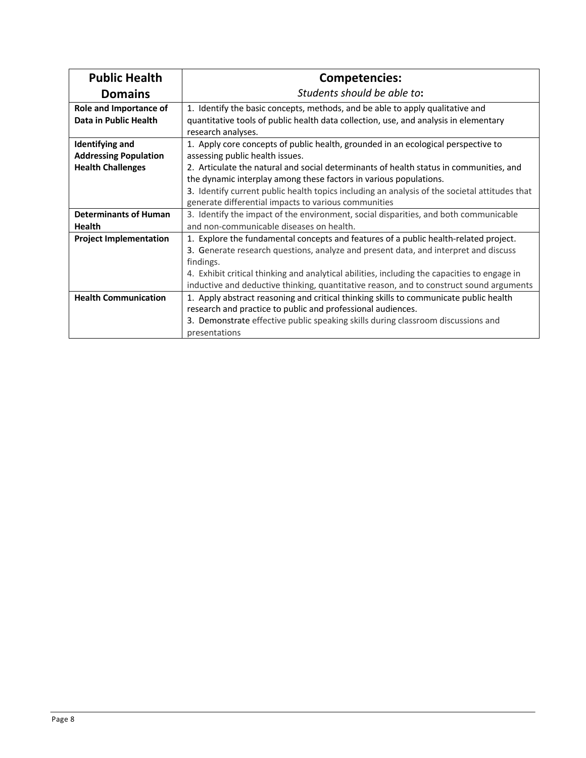| **Public Health Domains** | **Competencies:** *Students should be able to***:** |
|---|---|
| **Role and Importance of Data in Public Health** | 1. Identify the basic concepts, methods, and be able to apply qualitative and quantitative tools of public health data collection, use, and analysis in elementary research analyses. |
| **Identifying and Addressing Population Health Challenges** | 1. Apply core concepts of public health, grounded in an ecological perspective to assessing public health issues.<br>2. Articulate the natural and social determinants of health status in communities, and the dynamic interplay among these factors in various populations.<br>3. Identify current public health topics including an analysis of the societal attitudes that generate differential impacts to various communities |
| **Determinants of Human Health** | 3. Identify the impact of the environment, social disparities, and both communicable and non-communicable diseases on health. |
| **Project Implementation** | 1. Explore the fundamental concepts and features of a public health-related project.<br>3. Generate research questions, analyze and present data, and interpret and discuss findings.<br>4. Exhibit critical thinking and analytical abilities, including the capacities to engage in inductive and deductive thinking, quantitative reason, and to construct sound arguments |
| **Health Communication** | 1. Apply abstract reasoning and critical thinking skills to communicate public health research and practice to public and professional audiences.<br>3. Demonstrate effective public speaking skills during classroom discussions and presentations |